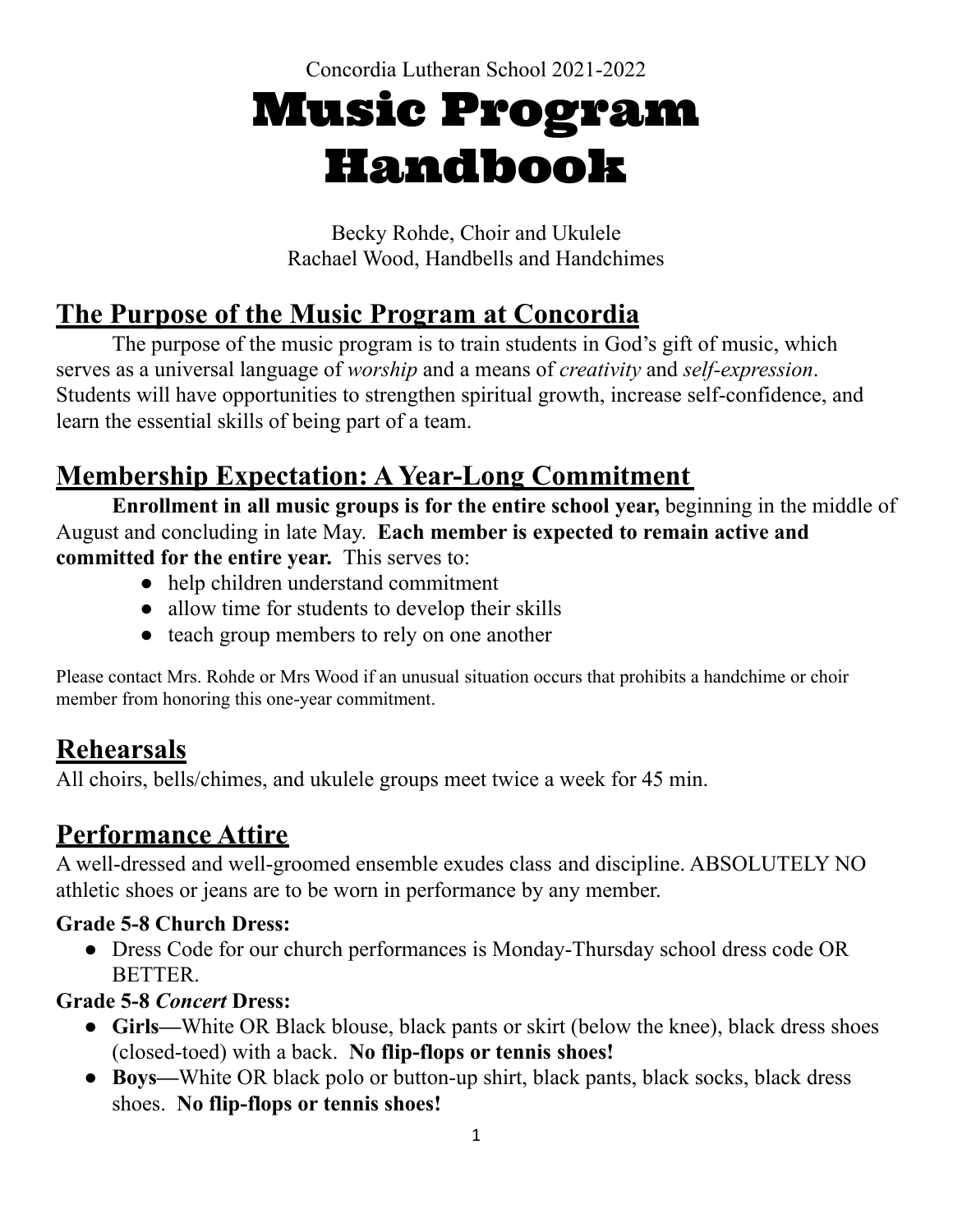Concordia Lutheran School 2021-2022

# Music Program Handbook

Becky Rohde, Choir and Ukulele
Rachael Wood, Handbells and Handchimes

## The Purpose of the Music Program at Concordia

The purpose of the music program is to train students in God's gift of music, which serves as a universal language of *worship* and a means of *creativity* and *self-expression*. Students will have opportunities to strengthen spiritual growth, increase self-confidence, and learn the essential skills of being part of a team.

## Membership Expectation: A Year-Long Commitment

**Enrollment in all music groups is for the entire school year,** beginning in the middle of August and concluding in late May. **Each member is expected to remain active and committed for the entire year.** This serves to:

- help children understand commitment
- allow time for students to develop their skills
- teach group members to rely on one another

Please contact Mrs. Rohde or Mrs Wood if an unusual situation occurs that prohibits a handchime or choir member from honoring this one-year commitment.

## Rehearsals

All choirs, bells/chimes, and ukulele groups meet twice a week for 45 min.

## Performance Attire

A well-dressed and well-groomed ensemble exudes class and discipline. ABSOLUTELY NO athletic shoes or jeans are to be worn in performance by any member.

**Grade 5-8 Church Dress:**

- Dress Code for our church performances is Monday-Thursday school dress code OR BETTER.

**Grade 5-8 *Concert* Dress:**

- **Girls—**White OR Black blouse, black pants or skirt (below the knee), black dress shoes (closed-toed) with a back. **No flip-flops or tennis shoes!**
- **Boys—**White OR black polo or button-up shirt, black pants, black socks, black dress shoes. **No flip-flops or tennis shoes!**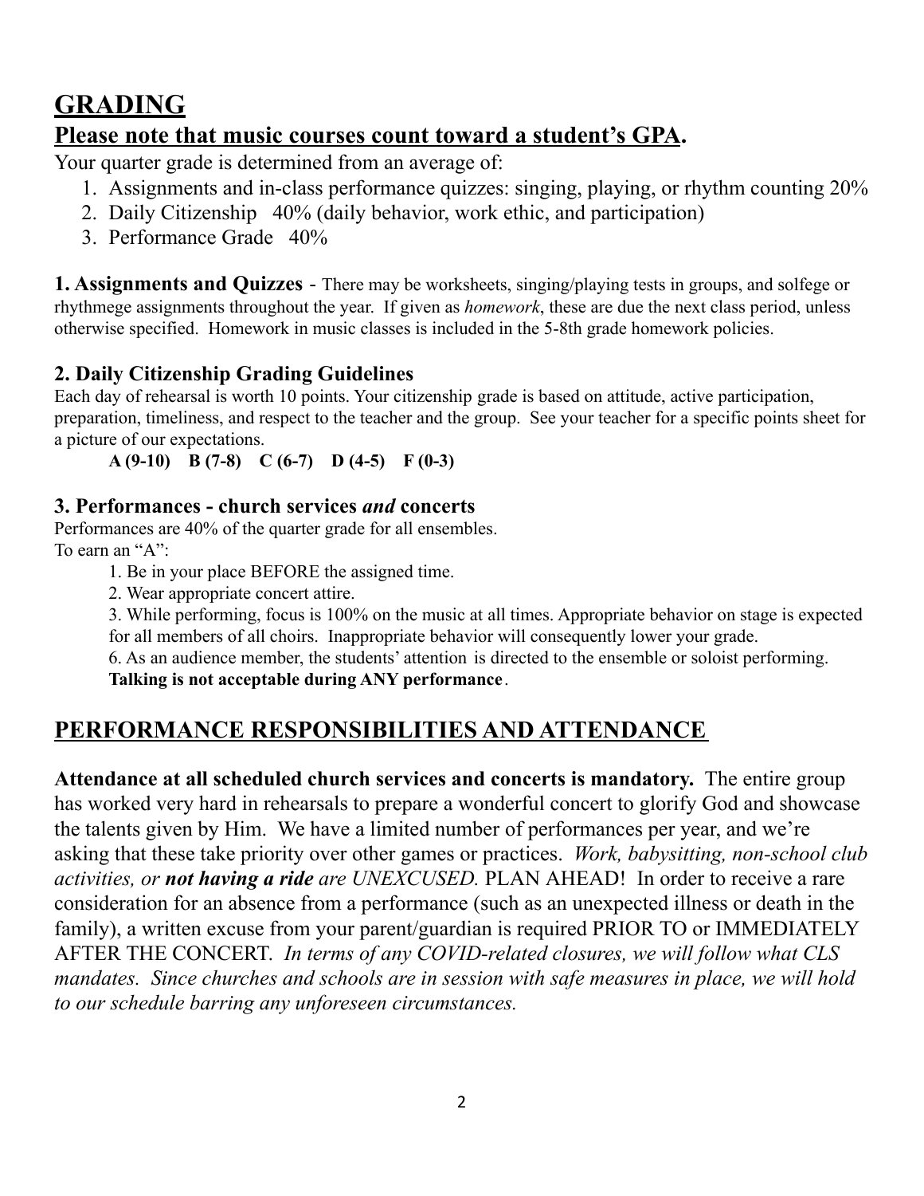# GRADING

## Please note that music courses count toward a student's GPA.

Your quarter grade is determined from an average of:

1. Assignments and in-class performance quizzes: singing, playing, or rhythm counting 20%
2. Daily Citizenship 40% (daily behavior, work ethic, and participation)
3. Performance Grade 40%

**1. Assignments and Quizzes** - There may be worksheets, singing/playing tests in groups, and solfege or rhythmege assignments throughout the year. If given as *homework*, these are due the next class period, unless otherwise specified. Homework in music classes is included in the 5-8th grade homework policies.

### 2. Daily Citizenship Grading Guidelines

Each day of rehearsal is worth 10 points. Your citizenship grade is based on attitude, active participation, preparation, timeliness, and respect to the teacher and the group. See your teacher for a specific points sheet for a picture of our expectations.

**A (9-10) B (7-8) C (6-7) D (4-5) F (0-3)**

### 3. Performances - church services *and* concerts

Performances are 40% of the quarter grade for all ensembles.
To earn an "A":

1. Be in your place BEFORE the assigned time.
2. Wear appropriate concert attire.
3. While performing, focus is 100% on the music at all times. Appropriate behavior on stage is expected for all members of all choirs. Inappropriate behavior will consequently lower your grade.
6. As an audience member, the students' attention is directed to the ensemble or soloist performing. **Talking is not acceptable during ANY performance**.

# PERFORMANCE RESPONSIBILITIES AND ATTENDANCE

**Attendance at all scheduled church services and concerts is mandatory.** The entire group has worked very hard in rehearsals to prepare a wonderful concert to glorify God and showcase the talents given by Him. We have a limited number of performances per year, and we're asking that these take priority over other games or practices. *Work, babysitting, non-school club activities, or **not having a ride** are UNEXCUSED.* PLAN AHEAD! In order to receive a rare consideration for an absence from a performance (such as an unexpected illness or death in the family), a written excuse from your parent/guardian is required PRIOR TO or IMMEDIATELY AFTER THE CONCERT. *In terms of any COVID-related closures, we will follow what CLS mandates. Since churches and schools are in session with safe measures in place, we will hold to our schedule barring any unforeseen circumstances.*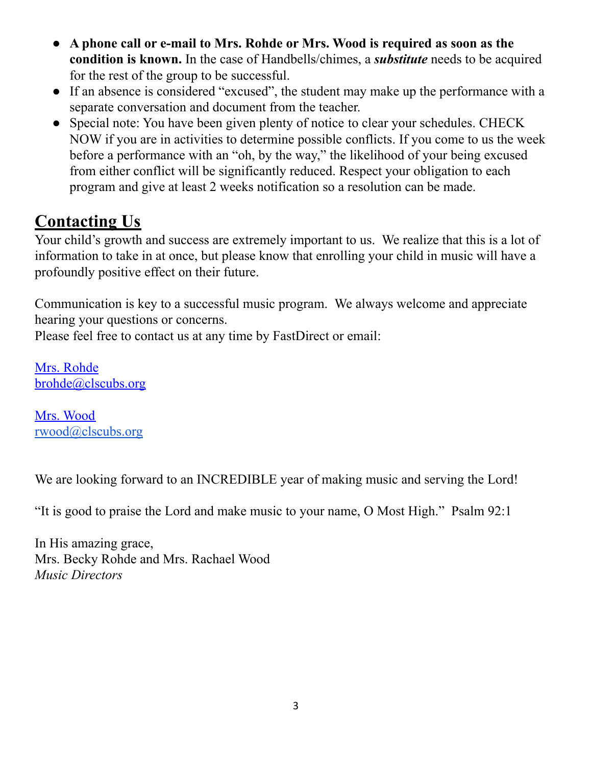- **A phone call or e-mail to Mrs. Rohde or Mrs. Wood is required as soon as the condition is known.** In the case of Handbells/chimes, a ***substitute*** needs to be acquired for the rest of the group to be successful.
- If an absence is considered "excused", the student may make up the performance with a separate conversation and document from the teacher.
- Special note: You have been given plenty of notice to clear your schedules. CHECK NOW if you are in activities to determine possible conflicts. If you come to us the week before a performance with an "oh, by the way," the likelihood of your being excused from either conflict will be significantly reduced. Respect your obligation to each program and give at least 2 weeks notification so a resolution can be made.

## Contacting Us

Your child's growth and success are extremely important to us. We realize that this is a lot of information to take in at once, but please know that enrolling your child in music will have a profoundly positive effect on their future.

Communication is key to a successful music program. We always welcome and appreciate hearing your questions or concerns.
Please feel free to contact us at any time by FastDirect or email:

Mrs. Rohde
brohde@clscubs.org

Mrs. Wood
rwood@clscubs.org

We are looking forward to an INCREDIBLE year of making music and serving the Lord!

"It is good to praise the Lord and make music to your name, O Most High." Psalm 92:1

In His amazing grace,
Mrs. Becky Rohde and Mrs. Rachael Wood
*Music Directors*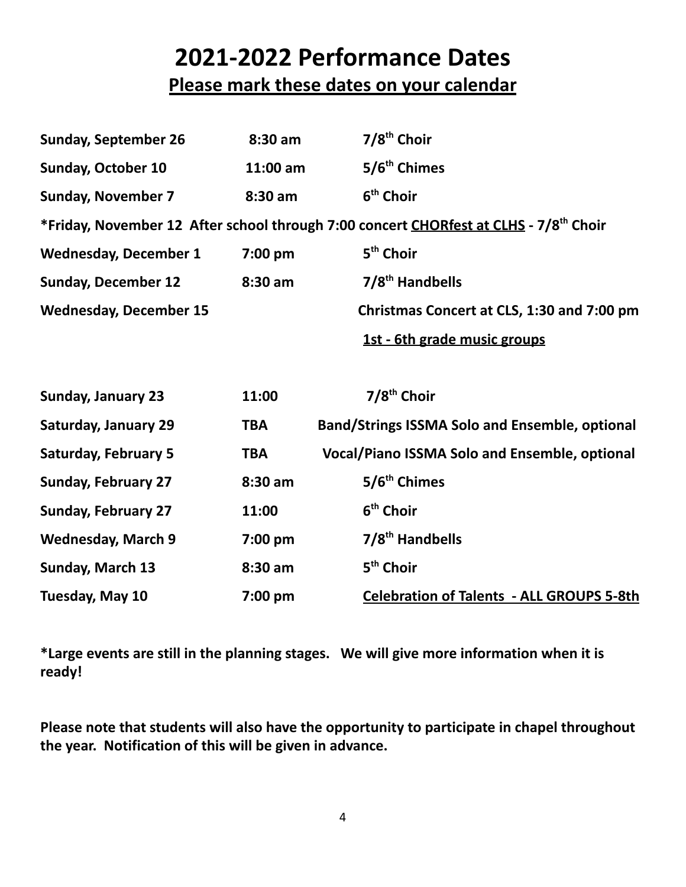# 2021-2022 Performance Dates

## Please mark these dates on your calendar

| | | |
|---|---|---|
| **Sunday, September 26** | **8:30 am** | **7/8th Choir** |
| **Sunday, October 10** | **11:00 am** | **5/6th Chimes** |
| **Sunday, November 7** | **8:30 am** | **6th Choir** |
| ***Friday, November 12 After school through 7:00 concert CHORfest at CLHS - 7/8th Choir** | | |
| **Wednesday, December 1** | **7:00 pm** | **5th Choir** |
| **Sunday, December 12** | **8:30 am** | **7/8th Handbells** |
| **Wednesday, December 15** | | **Christmas Concert at CLS, 1:30 and 7:00 pm** |
| | | **1st - 6th grade music groups** |
| **Sunday, January 23** | **11:00** | **7/8th Choir** |
| **Saturday, January 29** | **TBA** | **Band/Strings ISSMA Solo and Ensemble, optional** |
| **Saturday, February 5** | **TBA** | **Vocal/Piano ISSMA Solo and Ensemble, optional** |
| **Sunday, February 27** | **8:30 am** | **5/6th Chimes** |
| **Sunday, February 27** | **11:00** | **6th Choir** |
| **Wednesday, March 9** | **7:00 pm** | **7/8th Handbells** |
| **Sunday, March 13** | **8:30 am** | **5th Choir** |
| **Tuesday, May 10** | **7:00 pm** | **Celebration of Talents - ALL GROUPS 5-8th** |

***Large events are still in the planning stages. We will give more information when it is ready!**

**Please note that students will also have the opportunity to participate in chapel throughout the year. Notification of this will be given in advance.**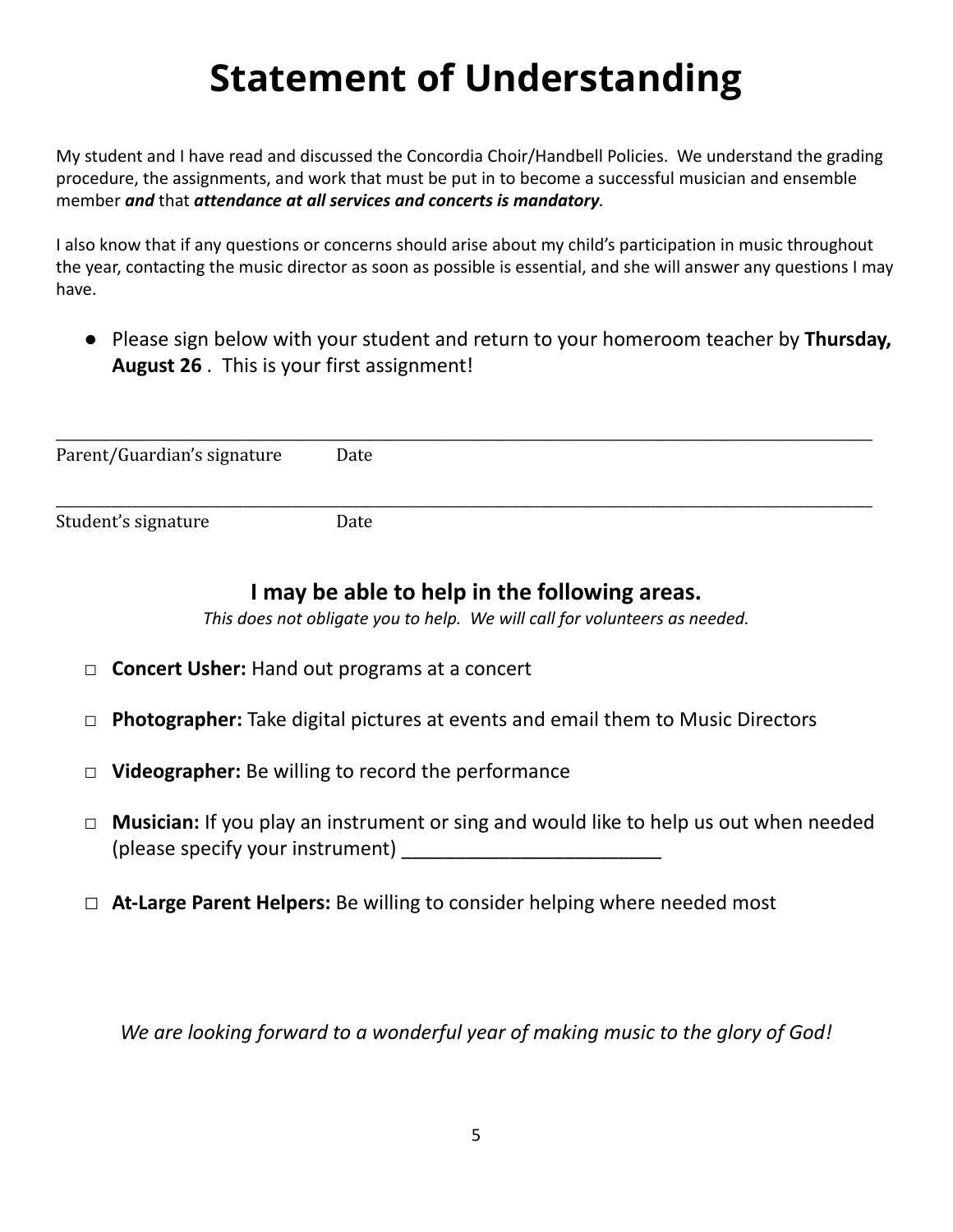# Statement of Understanding

My student and I have read and discussed the Concordia Choir/Handbell Policies. We understand the grading procedure, the assignments, and work that must be put in to become a successful musician and ensemble member ***and*** that ***attendance at all services and concerts is mandatory***.

I also know that if any questions or concerns should arise about my child's participation in music throughout the year, contacting the music director as soon as possible is essential, and she will answer any questions I may have.

- Please sign below with your student and return to your homeroom teacher by **Thursday, August 26** . This is your first assignment!

\_\_\_\_\_\_\_\_\_\_\_\_\_\_\_\_\_\_\_\_\_\_\_\_\_\_\_\_\_\_\_\_\_\_\_\_\_\_\_\_\_\_\_\_\_\_\_\_\_\_\_\_\_\_\_\_\_\_\_\_\_\_\_\_\_\_\_\_\_\_\_\_\_\_\_\_\_\_

Parent/Guardian's signature Date

\_\_\_\_\_\_\_\_\_\_\_\_\_\_\_\_\_\_\_\_\_\_\_\_\_\_\_\_\_\_\_\_\_\_\_\_\_\_\_\_\_\_\_\_\_\_\_\_\_\_\_\_\_\_\_\_\_\_\_\_\_\_\_\_\_\_\_\_\_\_\_\_\_\_\_\_\_\_

Student's signature Date

### I may be able to help in the following areas.

*This does not obligate you to help. We will call for volunteers as needed.*

- ☐ **Concert Usher:** Hand out programs at a concert
- ☐ **Photographer:** Take digital pictures at events and email them to Music Directors
- ☐ **Videographer:** Be willing to record the performance
- ☐ **Musician:** If you play an instrument or sing and would like to help us out when needed (please specify your instrument) \_\_\_\_\_\_\_\_\_\_\_\_\_\_\_\_\_\_\_\_\_\_\_\_
- ☐ **At-Large Parent Helpers:** Be willing to consider helping where needed most

*We are looking forward to a wonderful year of making music to the glory of God!*